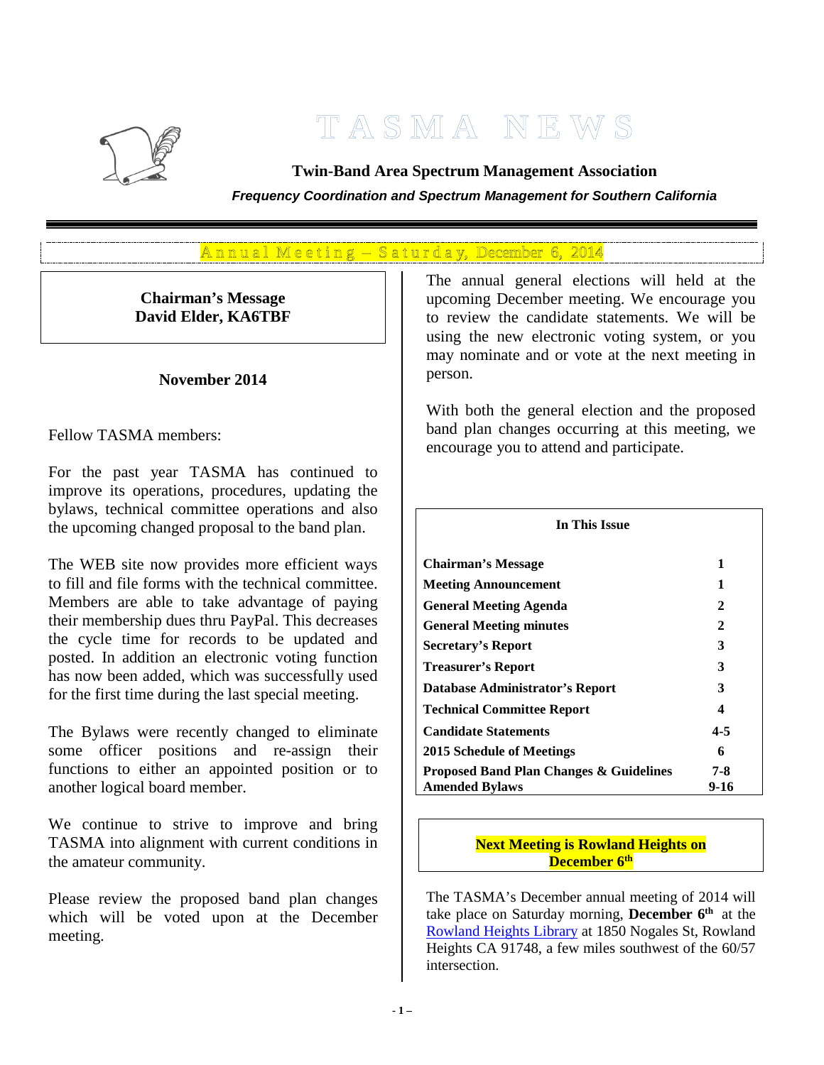# TASMA NEWS

**Twin-Band Area Spectrum Management Association**

***Frequency Coordination and Spectrum Management for Southern California***

## Annual Meeting – Saturday, December 6, 2014

### Chairman's Message
### David Elder, KA6TBF

**November 2014**

Fellow TASMA members:

For the past year TASMA has continued to improve its operations, procedures, updating the bylaws, technical committee operations and also the upcoming changed proposal to the band plan.

The WEB site now provides more efficient ways to fill and file forms with the technical committee. Members are able to take advantage of paying their membership dues thru PayPal. This decreases the cycle time for records to be updated and posted. In addition an electronic voting function has now been added, which was successfully used for the first time during the last special meeting.

The Bylaws were recently changed to eliminate some officer positions and re-assign their functions to either an appointed position or to another logical board member.

We continue to strive to improve and bring TASMA into alignment with current conditions in the amateur community.

Please review the proposed band plan changes which will be voted upon at the December meeting.

The annual general elections will held at the upcoming December meeting. We encourage you to review the candidate statements. We will be using the new electronic voting system, or you may nominate and or vote at the next meeting in person.

With both the general election and the proposed band plan changes occurring at this meeting, we encourage you to attend and participate.

**In This Issue**

| | |
|---|---|
| **Chairman's Message** | **1** |
| **Meeting Announcement** | **1** |
| **General Meeting Agenda** | **2** |
| **General Meeting minutes** | **2** |
| **Secretary's Report** | **3** |
| **Treasurer's Report** | **3** |
| **Database Administrator's Report** | **3** |
| **Technical Committee Report** | **4** |
| **Candidate Statements** | **4-5** |
| **2015 Schedule of Meetings** | **6** |
| **Proposed Band Plan Changes & Guidelines** | **7-8** |
| **Amended Bylaws** | **9-16** |

**Next Meeting is Rowland Heights on December 6th**

The TASMA's December annual meeting of 2014 will take place on Saturday morning, **December 6th** at the Rowland Heights Library at 1850 Nogales St, Rowland Heights CA 91748, a few miles southwest of the 60/57 intersection.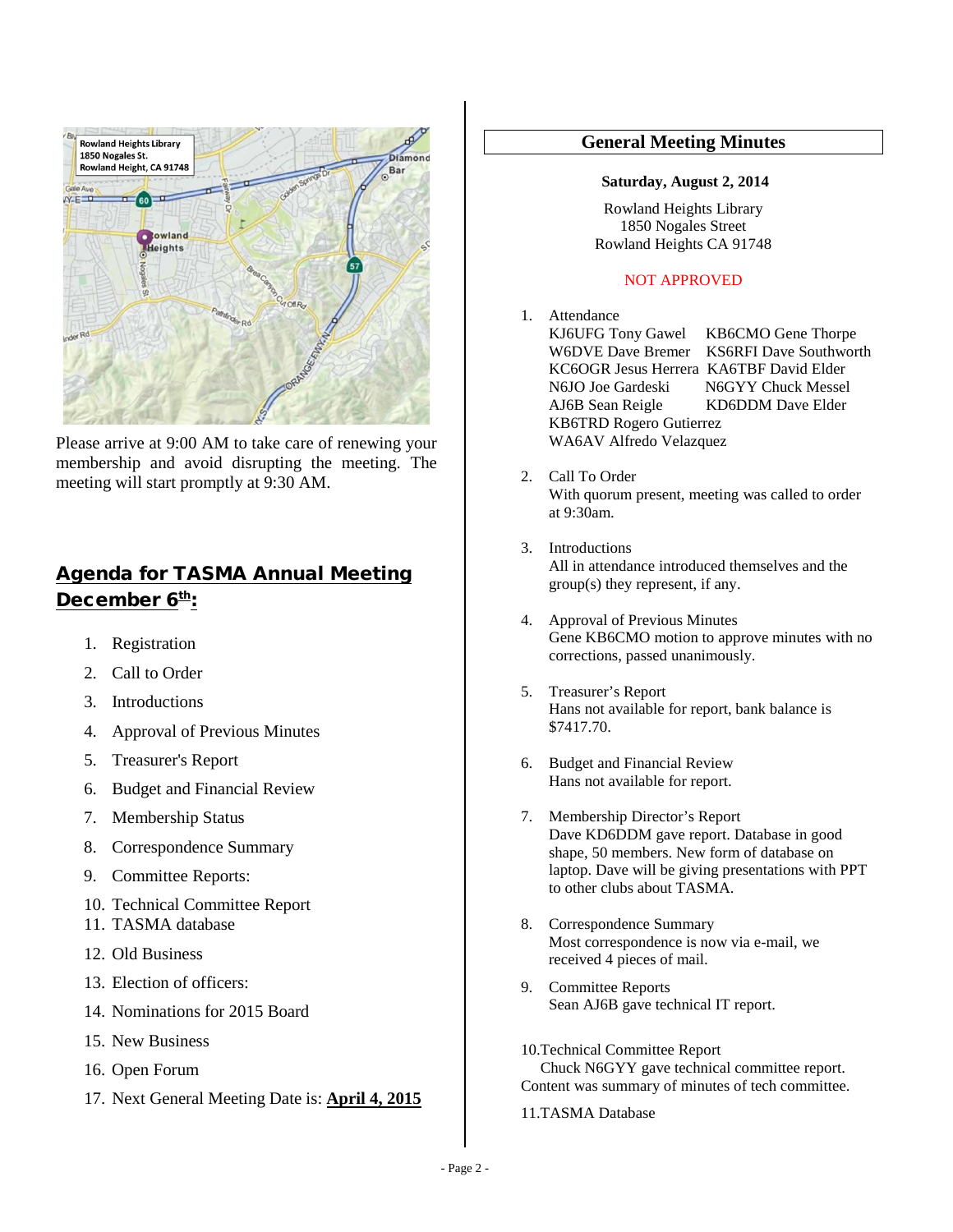Please arrive at 9:00 AM to take care of renewing your membership and avoid disrupting the meeting. The meeting will start promptly at 9:30 AM.

## Agenda for TASMA Annual Meeting December 6th:

1. Registration
2. Call to Order
3. Introductions
4. Approval of Previous Minutes
5. Treasurer's Report
6. Budget and Financial Review
7. Membership Status
8. Correspondence Summary
9. Committee Reports:
10. Technical Committee Report
11. TASMA database
12. Old Business
13. Election of officers:
14. Nominations for 2015 Board
15. New Business
16. Open Forum
17. Next General Meeting Date is: **April 4, 2015**

## General Meeting Minutes

**Saturday, August 2, 2014**

Rowland Heights Library
1850 Nogales Street
Rowland Heights CA 91748

NOT APPROVED

1. Attendance
   KJ6UFG Tony Gawel — KB6CMO Gene Thorpe
   W6DVE Dave Bremer — KS6RFI Dave Southworth
   KC6OGR Jesus Herrera — KA6TBF David Elder
   N6JO Joe Gardeski — N6GYY Chuck Messel
   AJ6B Sean Reigle — KD6DDM Dave Elder
   KB6TRD Rogero Gutierrez
   WA6AV Alfredo Velazquez

2. Call To Order
   With quorum present, meeting was called to order at 9:30am.

3. Introductions
   All in attendance introduced themselves and the group(s) they represent, if any.

4. Approval of Previous Minutes
   Gene KB6CMO motion to approve minutes with no corrections, passed unanimously.

5. Treasurer's Report
   Hans not available for report, bank balance is $7417.70.

6. Budget and Financial Review
   Hans not available for report.

7. Membership Director's Report
   Dave KD6DDM gave report. Database in good shape, 50 members. New form of database on laptop. Dave will be giving presentations with PPT to other clubs about TASMA.

8. Correspondence Summary
   Most correspondence is now via e-mail, we received 4 pieces of mail.

9. Committee Reports
   Sean AJ6B gave technical IT report.

10. Technical Committee Report
    Chuck N6GYY gave technical committee report. Content was summary of minutes of tech committee.

11. TASMA Database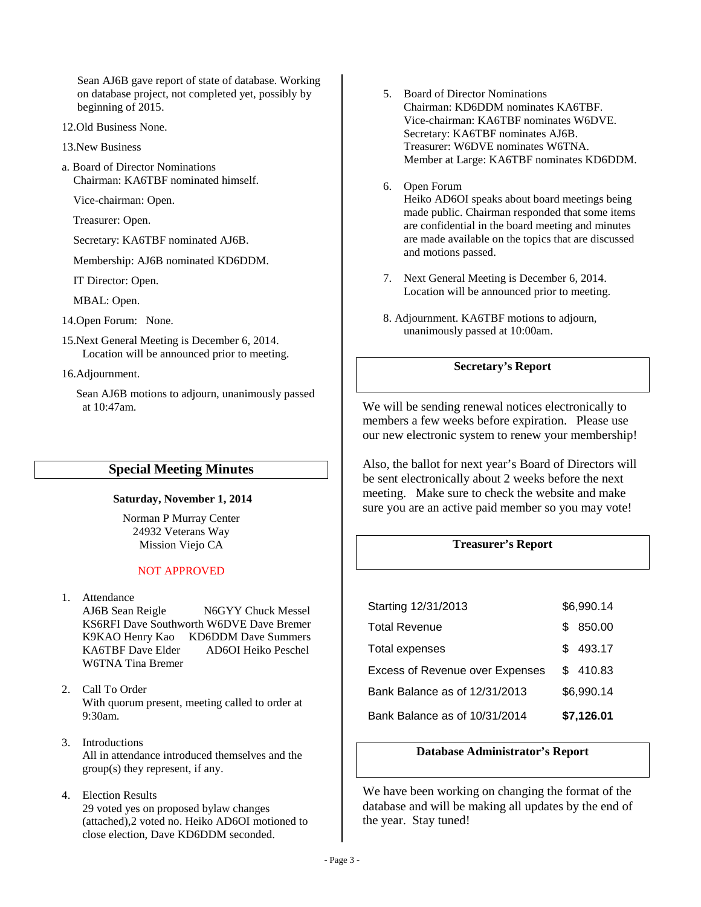Sean AJ6B gave report of state of database. Working on database project, not completed yet, possibly by beginning of 2015.

12. Old Business None.

13. New Business

a. Board of Director Nominations
   Chairman: KA6TBF nominated himself.

   Vice-chairman: Open.

   Treasurer: Open.

   Secretary: KA6TBF nominated AJ6B.

   Membership: AJ6B nominated KD6DDM.

   IT Director: Open.

   MBAL: Open.

14. Open Forum: None.

15. Next General Meeting is December 6, 2014. Location will be announced prior to meeting.

16. Adjournment.

   Sean AJ6B motions to adjourn, unanimously passed at 10:47am.

## Special Meeting Minutes

**Saturday, November 1, 2014**

Norman P Murray Center
24932 Veterans Way
Mission Viejo CA

NOT APPROVED

1. Attendance
   AJ6B Sean Reigle N6GYY Chuck Messel
   KS6RFI Dave Southworth W6DVE Dave Bremer
   K9KAO Henry Kao KD6DDM Dave Summers
   KA6TBF Dave Elder AD6OI Heiko Peschel
   W6TNA Tina Bremer

2. Call To Order
   With quorum present, meeting called to order at 9:30am.

3. Introductions
   All in attendance introduced themselves and the group(s) they represent, if any.

4. Election Results
   29 voted yes on proposed bylaw changes (attached),2 voted no. Heiko AD6OI motioned to close election, Dave KD6DDM seconded.

5. Board of Director Nominations
   Chairman: KD6DDM nominates KA6TBF.
   Vice-chairman: KA6TBF nominates W6DVE.
   Secretary: KA6TBF nominates AJ6B.
   Treasurer: W6DVE nominates W6TNA.
   Member at Large: KA6TBF nominates KD6DDM.

6. Open Forum
   Heiko AD6OI speaks about board meetings being made public. Chairman responded that some items are confidential in the board meeting and minutes are made available on the topics that are discussed and motions passed.

7. Next General Meeting is December 6, 2014. Location will be announced prior to meeting.

8. Adjournment. KA6TBF motions to adjourn, unanimously passed at 10:00am.

## Secretary's Report

We will be sending renewal notices electronically to members a few weeks before expiration. Please use our new electronic system to renew your membership!

Also, the ballot for next year's Board of Directors will be sent electronically about 2 weeks before the next meeting. Make sure to check the website and make sure you are an active paid member so you may vote!

## Treasurer's Report

| | |
|---|---|
| Starting 12/31/2013 | $6,990.14 |
| Total Revenue | $ 850.00 |
| Total expenses | $ 493.17 |
| Excess of Revenue over Expenses | $ 410.83 |
| Bank Balance as of 12/31/2013 | $6,990.14 |
| Bank Balance as of 10/31/2014 | **$7,126.01** |

## Database Administrator's Report

We have been working on changing the format of the database and will be making all updates by the end of the year. Stay tuned!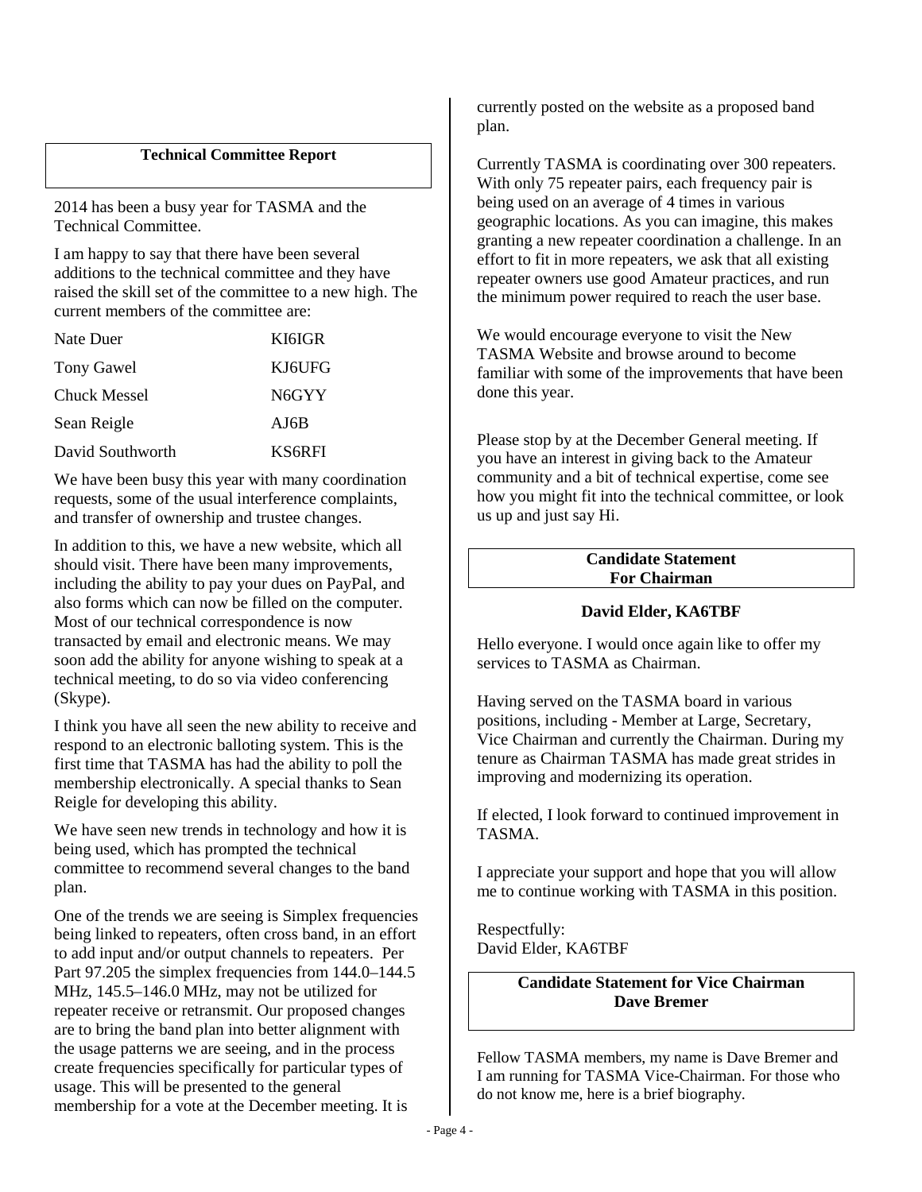## Technical Committee Report

2014 has been a busy year for TASMA and the Technical Committee.

I am happy to say that there have been several additions to the technical committee and they have raised the skill set of the committee to a new high. The current members of the committee are:

| | |
|---|---|
| Nate Duer | KI6IGR |
| Tony Gawel | KJ6UFG |
| Chuck Messel | N6GYY |
| Sean Reigle | AJ6B |
| David Southworth | KS6RFI |

We have been busy this year with many coordination requests, some of the usual interference complaints, and transfer of ownership and trustee changes.

In addition to this, we have a new website, which all should visit. There have been many improvements, including the ability to pay your dues on PayPal, and also forms which can now be filled on the computer. Most of our technical correspondence is now transacted by email and electronic means. We may soon add the ability for anyone wishing to speak at a technical meeting, to do so via video conferencing (Skype).

I think you have all seen the new ability to receive and respond to an electronic balloting system. This is the first time that TASMA has had the ability to poll the membership electronically. A special thanks to Sean Reigle for developing this ability.

We have seen new trends in technology and how it is being used, which has prompted the technical committee to recommend several changes to the band plan.

One of the trends we are seeing is Simplex frequencies being linked to repeaters, often cross band, in an effort to add input and/or output channels to repeaters. Per Part 97.205 the simplex frequencies from 144.0–144.5 MHz, 145.5–146.0 MHz, may not be utilized for repeater receive or retransmit. Our proposed changes are to bring the band plan into better alignment with the usage patterns we are seeing, and in the process create frequencies specifically for particular types of usage. This will be presented to the general membership for a vote at the December meeting. It is currently posted on the website as a proposed band plan.

Currently TASMA is coordinating over 300 repeaters. With only 75 repeater pairs, each frequency pair is being used on an average of 4 times in various geographic locations. As you can imagine, this makes granting a new repeater coordination a challenge. In an effort to fit in more repeaters, we ask that all existing repeater owners use good Amateur practices, and run the minimum power required to reach the user base.

We would encourage everyone to visit the New TASMA Website and browse around to become familiar with some of the improvements that have been done this year.

Please stop by at the December General meeting. If you have an interest in giving back to the Amateur community and a bit of technical expertise, come see how you might fit into the technical committee, or look us up and just say Hi.

## Candidate Statement For Chairman

### David Elder, KA6TBF

Hello everyone. I would once again like to offer my services to TASMA as Chairman.

Having served on the TASMA board in various positions, including - Member at Large, Secretary, Vice Chairman and currently the Chairman. During my tenure as Chairman TASMA has made great strides in improving and modernizing its operation.

If elected, I look forward to continued improvement in TASMA.

I appreciate your support and hope that you will allow me to continue working with TASMA in this position.

Respectfully:
David Elder, KA6TBF

## Candidate Statement for Vice Chairman Dave Bremer

Fellow TASMA members, my name is Dave Bremer and I am running for TASMA Vice-Chairman. For those who do not know me, here is a brief biography.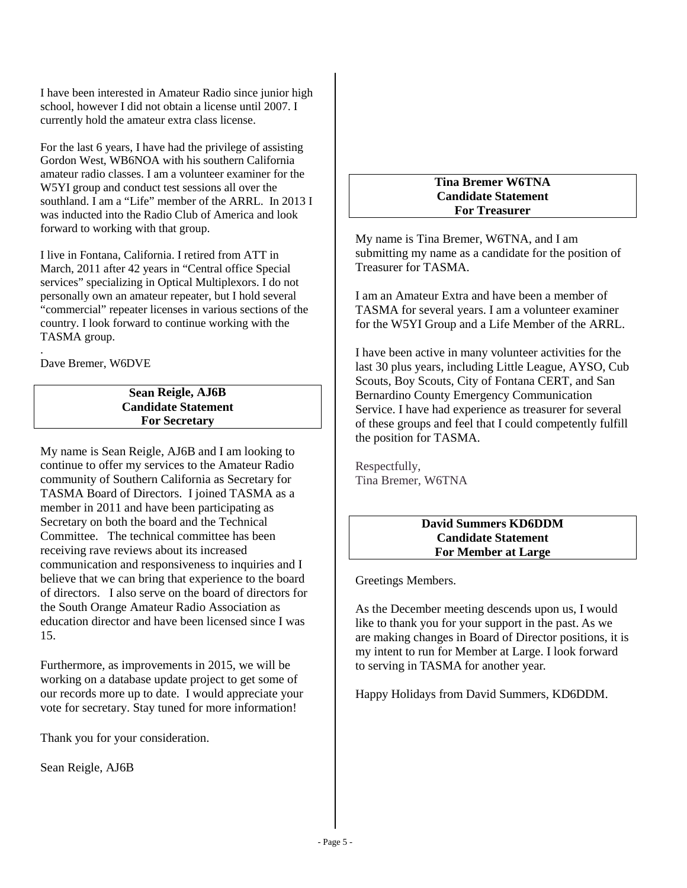I have been interested in Amateur Radio since junior high school, however I did not obtain a license until 2007. I currently hold the amateur extra class license.

For the last 6 years, I have had the privilege of assisting Gordon West, WB6NOA with his southern California amateur radio classes. I am a volunteer examiner for the W5YI group and conduct test sessions all over the southland. I am a "Life" member of the ARRL. In 2013 I was inducted into the Radio Club of America and look forward to working with that group.

I live in Fontana, California. I retired from ATT in March, 2011 after 42 years in "Central office Special services" specializing in Optical Multiplexors. I do not personally own an amateur repeater, but I hold several "commercial" repeater licenses in various sections of the country. I look forward to continue working with the TASMA group.

.

Dave Bremer, W6DVE

### Sean Reigle, AJ6B Candidate Statement For Secretary

My name is Sean Reigle, AJ6B and I am looking to continue to offer my services to the Amateur Radio community of Southern California as Secretary for TASMA Board of Directors. I joined TASMA as a member in 2011 and have been participating as Secretary on both the board and the Technical Committee. The technical committee has been receiving rave reviews about its increased communication and responsiveness to inquiries and I believe that we can bring that experience to the board of directors. I also serve on the board of directors for the South Orange Amateur Radio Association as education director and have been licensed since I was 15.

Furthermore, as improvements in 2015, we will be working on a database update project to get some of our records more up to date. I would appreciate your vote for secretary. Stay tuned for more information!

Thank you for your consideration.

Sean Reigle, AJ6B

### Tina Bremer W6TNA Candidate Statement For Treasurer

My name is Tina Bremer, W6TNA, and I am submitting my name as a candidate for the position of Treasurer for TASMA.

I am an Amateur Extra and have been a member of TASMA for several years. I am a volunteer examiner for the W5YI Group and a Life Member of the ARRL.

I have been active in many volunteer activities for the last 30 plus years, including Little League, AYSO, Cub Scouts, Boy Scouts, City of Fontana CERT, and San Bernardino County Emergency Communication Service. I have had experience as treasurer for several of these groups and feel that I could competently fulfill the position for TASMA.

Respectfully,
Tina Bremer, W6TNA

### David Summers KD6DDM Candidate Statement For Member at Large

Greetings Members.

As the December meeting descends upon us, I would like to thank you for your support in the past. As we are making changes in Board of Director positions, it is my intent to run for Member at Large. I look forward to serving in TASMA for another year.

Happy Holidays from David Summers, KD6DDM.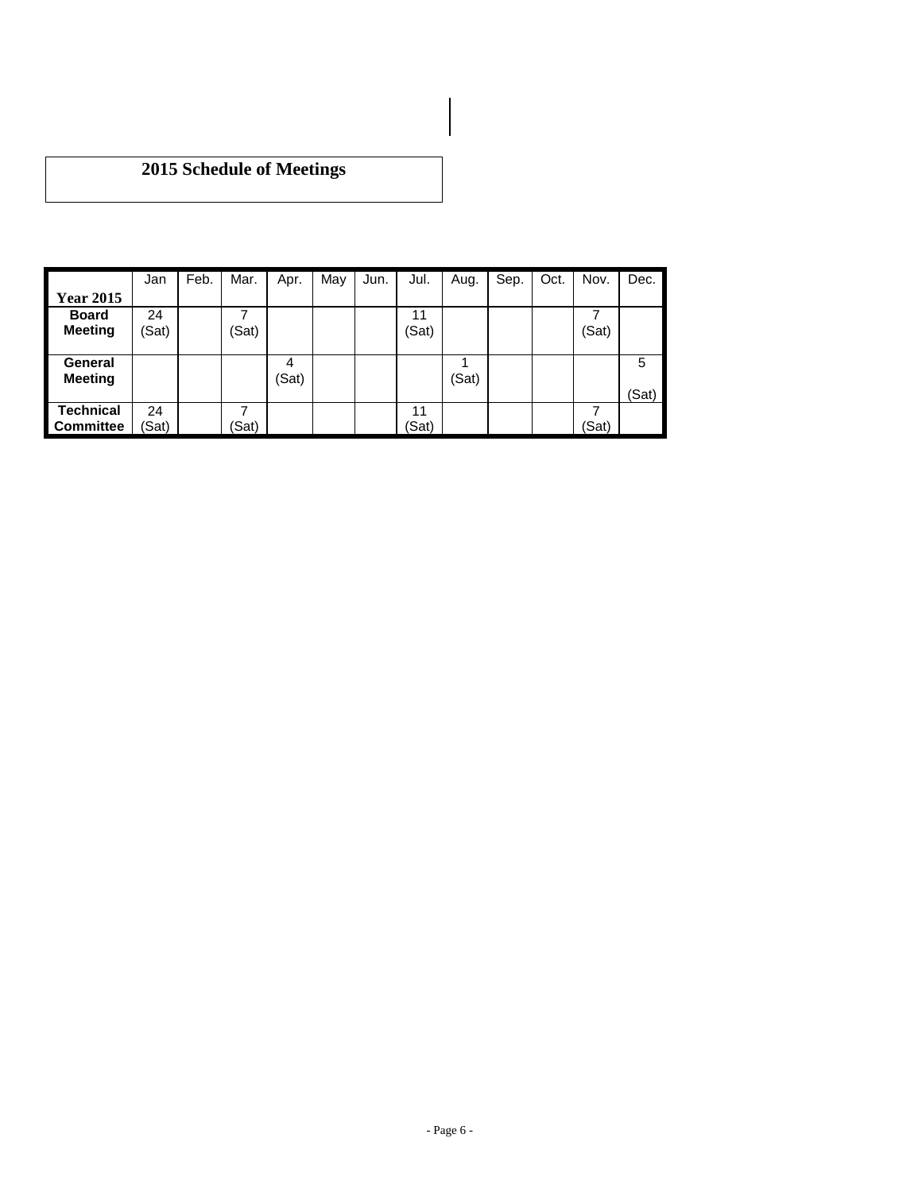## 2015 Schedule of Meetings

| Year 2015 | Jan | Feb. | Mar. | Apr. | May | Jun. | Jul. | Aug. | Sep. | Oct. | Nov. | Dec. |
|---|---|---|---|---|---|---|---|---|---|---|---|---|
| **Board Meeting** | 24 (Sat) | | 7 (Sat) | | | | 11 (Sat) | | | | 7 (Sat) | |
| **General Meeting** | | | | 4 (Sat) | | | | 1 (Sat) | | | | 5 (Sat) |
| **Technical Committee** | 24 (Sat) | | 7 (Sat) | | | | 11 (Sat) | | | | 7 (Sat) | |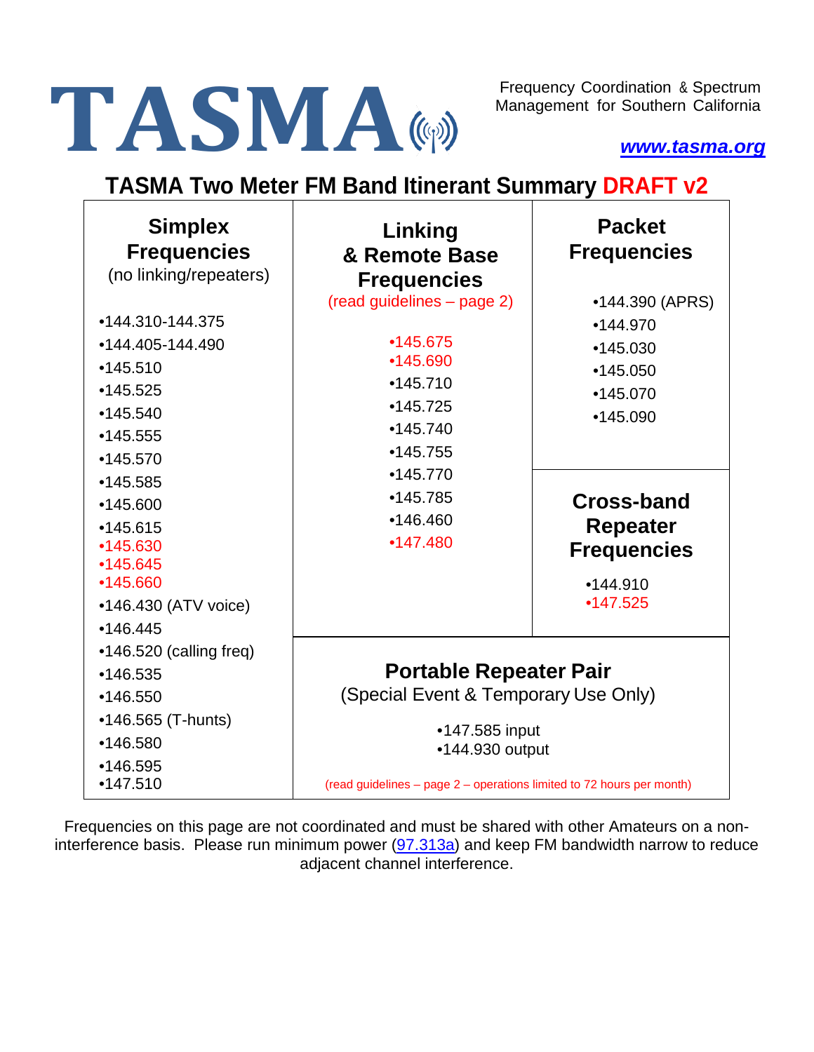# TASMA

Frequency Coordination & Spectrum Management for Southern California

*www.tasma.org*

## TASMA Two Meter FM Band Itinerant Summary DRAFT v2

### Simplex Frequencies
(no linking/repeaters)

- 144.310-144.375
- 144.405-144.490
- 145.510
- 145.525
- 145.540
- 145.555
- 145.570
- 145.585
- 145.600
- 145.615
- 145.630
- 145.645
- 145.660
- 146.430 (ATV voice)
- 146.445
- 146.520 (calling freq)
- 146.535
- 146.550
- 146.565 (T-hunts)
- 146.580
- 146.595
- 147.510

### Linking & Remote Base Frequencies
(read guidelines – page 2)

- 145.675
- 145.690
- 145.710
- 145.725
- 145.740
- 145.755
- 145.770
- 145.785
- 146.460
- 147.480

### Packet Frequencies

- 144.390 (APRS)
- 144.970
- 145.030
- 145.050
- 145.070
- 145.090

### Cross-band Repeater Frequencies

- 144.910
- 147.525

### Portable Repeater Pair
(Special Event & Temporary Use Only)

- 147.585 input
- 144.930 output

(read guidelines – page 2 – operations limited to 72 hours per month)

Frequencies on this page are not coordinated and must be shared with other Amateurs on a non-interference basis. Please run minimum power (97.313a) and keep FM bandwidth narrow to reduce adjacent channel interference.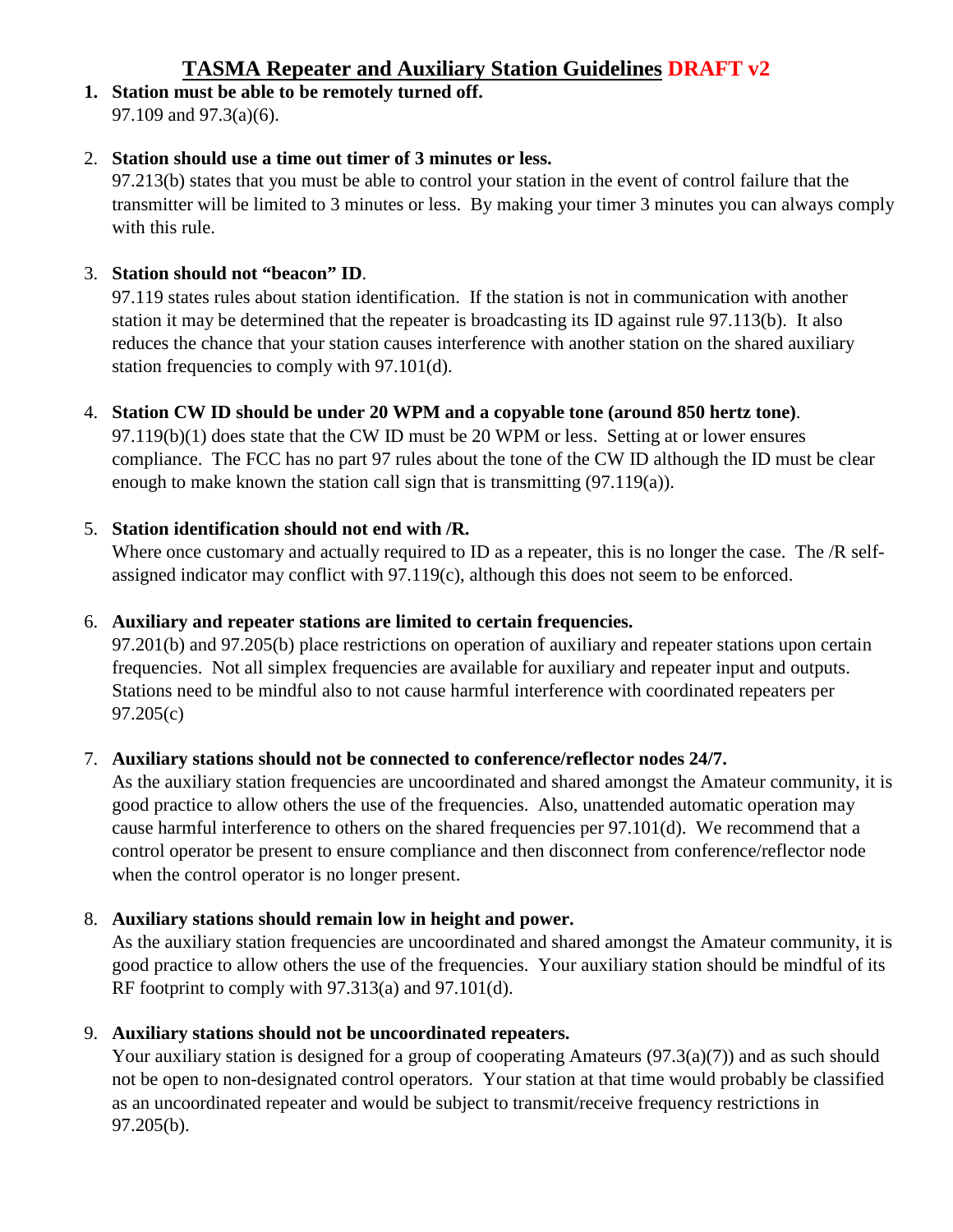# TASMA Repeater and Auxiliary Station Guidelines DRAFT v2

1. **Station must be able to be remotely turned off.**
   97.109 and 97.3(a)(6).

2. **Station should use a time out timer of 3 minutes or less.**
   97.213(b) states that you must be able to control your station in the event of control failure that the transmitter will be limited to 3 minutes or less. By making your timer 3 minutes you can always comply with this rule.

3. **Station should not "beacon" ID**.
   97.119 states rules about station identification. If the station is not in communication with another station it may be determined that the repeater is broadcasting its ID against rule 97.113(b). It also reduces the chance that your station causes interference with another station on the shared auxiliary station frequencies to comply with 97.101(d).

4. **Station CW ID should be under 20 WPM and a copyable tone (around 850 hertz tone)**.
   97.119(b)(1) does state that the CW ID must be 20 WPM or less. Setting at or lower ensures compliance. The FCC has no part 97 rules about the tone of the CW ID although the ID must be clear enough to make known the station call sign that is transmitting (97.119(a)).

5. **Station identification should not end with /R.**
   Where once customary and actually required to ID as a repeater, this is no longer the case. The /R self-assigned indicator may conflict with 97.119(c), although this does not seem to be enforced.

6. **Auxiliary and repeater stations are limited to certain frequencies.**
   97.201(b) and 97.205(b) place restrictions on operation of auxiliary and repeater stations upon certain frequencies. Not all simplex frequencies are available for auxiliary and repeater input and outputs. Stations need to be mindful also to not cause harmful interference with coordinated repeaters per 97.205(c)

7. **Auxiliary stations should not be connected to conference/reflector nodes 24/7.**
   As the auxiliary station frequencies are uncoordinated and shared amongst the Amateur community, it is good practice to allow others the use of the frequencies. Also, unattended automatic operation may cause harmful interference to others on the shared frequencies per 97.101(d). We recommend that a control operator be present to ensure compliance and then disconnect from conference/reflector node when the control operator is no longer present.

8. **Auxiliary stations should remain low in height and power.**
   As the auxiliary station frequencies are uncoordinated and shared amongst the Amateur community, it is good practice to allow others the use of the frequencies. Your auxiliary station should be mindful of its RF footprint to comply with 97.313(a) and 97.101(d).

9. **Auxiliary stations should not be uncoordinated repeaters.**
   Your auxiliary station is designed for a group of cooperating Amateurs (97.3(a)(7)) and as such should not be open to non-designated control operators. Your station at that time would probably be classified as an uncoordinated repeater and would be subject to transmit/receive frequency restrictions in 97.205(b).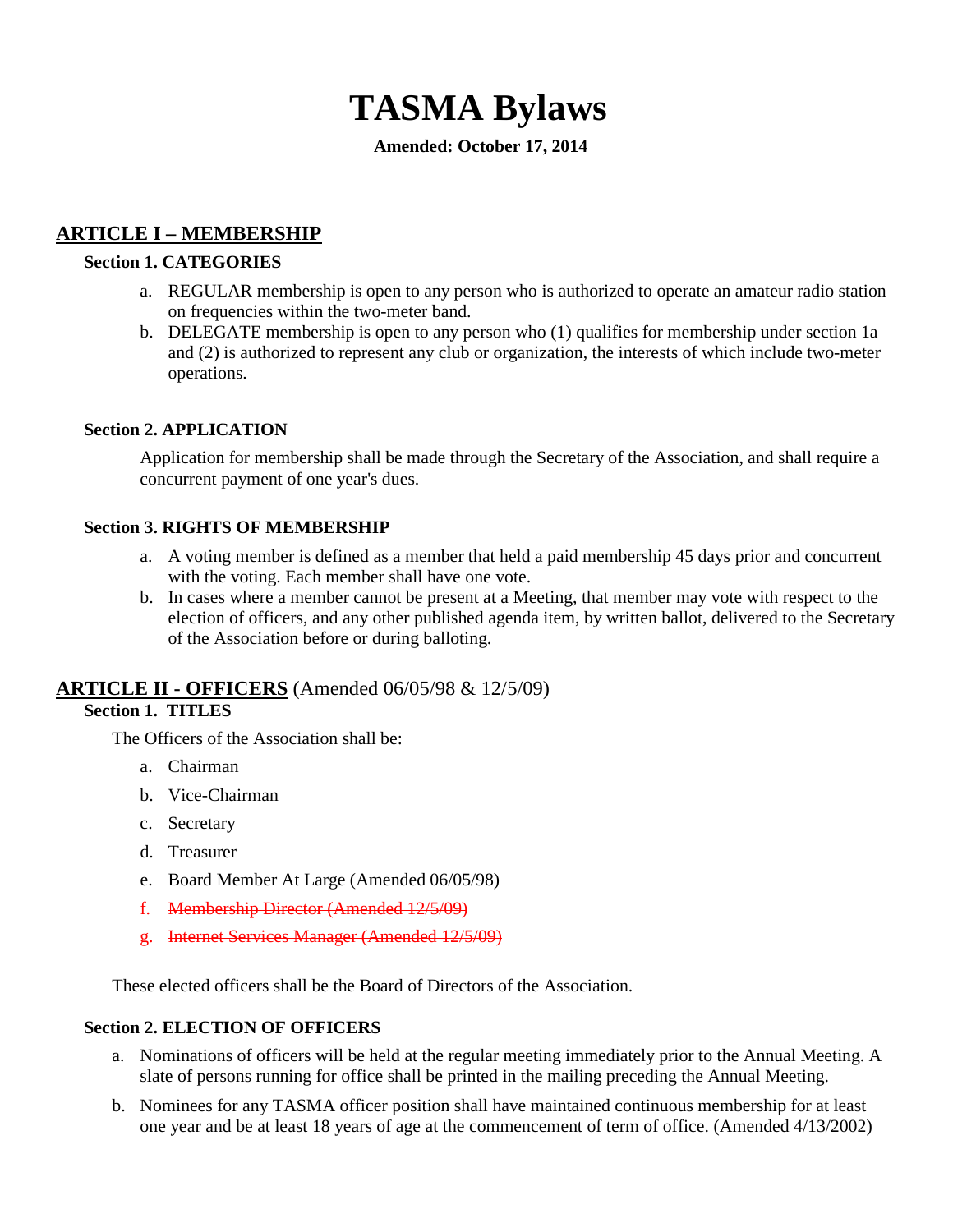# TASMA Bylaws

**Amended: October 17, 2014**

## ARTICLE I – MEMBERSHIP

### Section 1. CATEGORIES

a. REGULAR membership is open to any person who is authorized to operate an amateur radio station on frequencies within the two-meter band.
b. DELEGATE membership is open to any person who (1) qualifies for membership under section 1a and (2) is authorized to represent any club or organization, the interests of which include two-meter operations.

### Section 2. APPLICATION

Application for membership shall be made through the Secretary of the Association, and shall require a concurrent payment of one year's dues.

### Section 3. RIGHTS OF MEMBERSHIP

a. A voting member is defined as a member that held a paid membership 45 days prior and concurrent with the voting. Each member shall have one vote.
b. In cases where a member cannot be present at a Meeting, that member may vote with respect to the election of officers, and any other published agenda item, by written ballot, delivered to the Secretary of the Association before or during balloting.

## ARTICLE II - OFFICERS (Amended 06/05/98 & 12/5/09)

### Section 1. TITLES

The Officers of the Association shall be:

a. Chairman
b. Vice-Chairman
c. Secretary
d. Treasurer
e. Board Member At Large (Amended 06/05/98)
f. ~~Membership Director (Amended 12/5/09)~~
g. ~~Internet Services Manager (Amended 12/5/09)~~

These elected officers shall be the Board of Directors of the Association.

### Section 2. ELECTION OF OFFICERS

a. Nominations of officers will be held at the regular meeting immediately prior to the Annual Meeting. A slate of persons running for office shall be printed in the mailing preceding the Annual Meeting.
b. Nominees for any TASMA officer position shall have maintained continuous membership for at least one year and be at least 18 years of age at the commencement of term of office. (Amended 4/13/2002)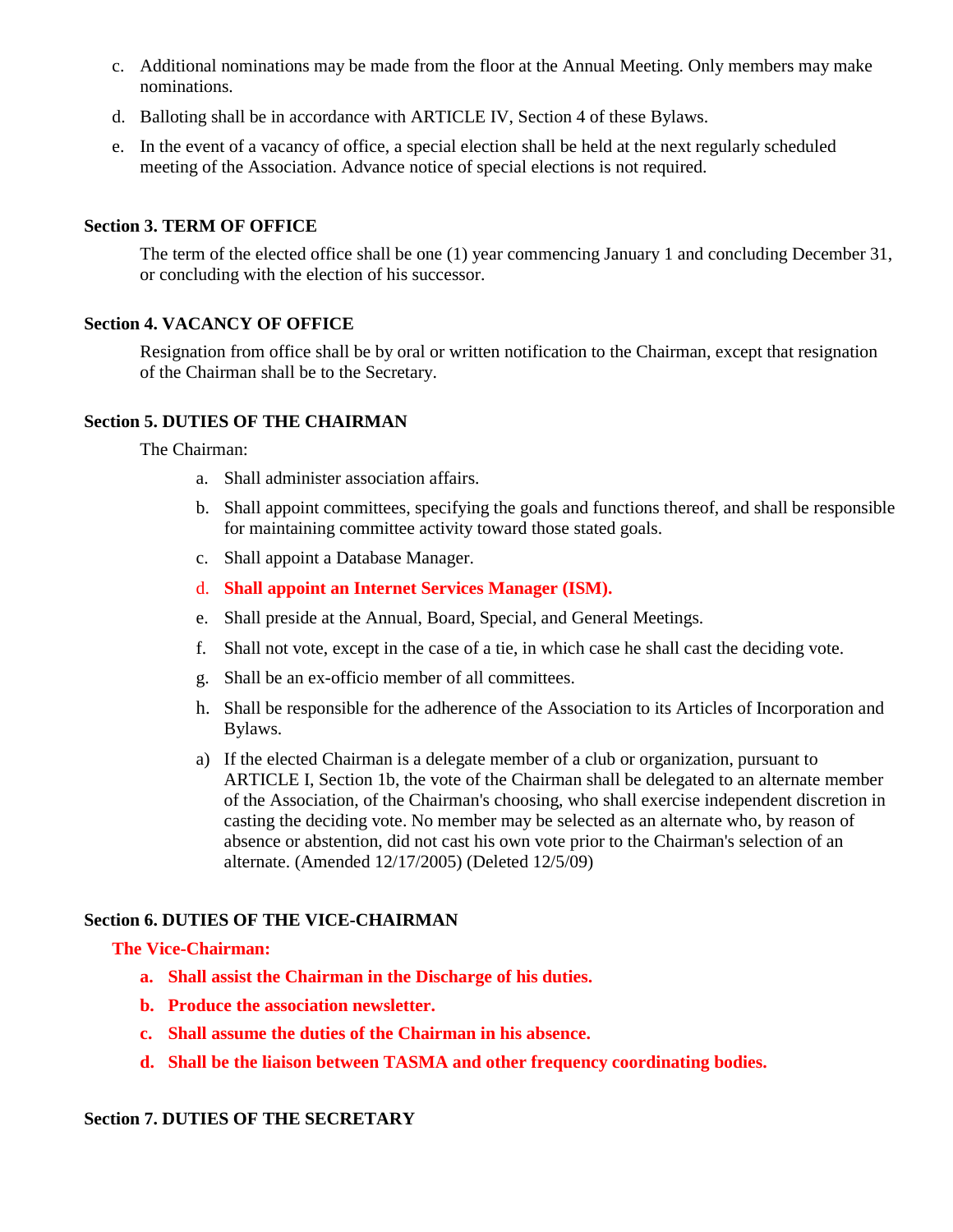c. Additional nominations may be made from the floor at the Annual Meeting. Only members may make nominations.

d. Balloting shall be in accordance with ARTICLE IV, Section 4 of these Bylaws.

e. In the event of a vacancy of office, a special election shall be held at the next regularly scheduled meeting of the Association. Advance notice of special elections is not required.

**Section 3. TERM OF OFFICE**

The term of the elected office shall be one (1) year commencing January 1 and concluding December 31, or concluding with the election of his successor.

**Section 4. VACANCY OF OFFICE**

Resignation from office shall be by oral or written notification to the Chairman, except that resignation of the Chairman shall be to the Secretary.

**Section 5. DUTIES OF THE CHAIRMAN**

The Chairman:

a. Shall administer association affairs.

b. Shall appoint committees, specifying the goals and functions thereof, and shall be responsible for maintaining committee activity toward those stated goals.

c. Shall appoint a Database Manager.

d. **Shall appoint an Internet Services Manager (ISM).**

e. Shall preside at the Annual, Board, Special, and General Meetings.

f. Shall not vote, except in the case of a tie, in which case he shall cast the deciding vote.

g. Shall be an ex-officio member of all committees.

h. Shall be responsible for the adherence of the Association to its Articles of Incorporation and Bylaws.

a) If the elected Chairman is a delegate member of a club or organization, pursuant to ARTICLE I, Section 1b, the vote of the Chairman shall be delegated to an alternate member of the Association, of the Chairman's choosing, who shall exercise independent discretion in casting the deciding vote. No member may be selected as an alternate who, by reason of absence or abstention, did not cast his own vote prior to the Chairman's selection of an alternate. (Amended 12/17/2005) (Deleted 12/5/09)

**Section 6. DUTIES OF THE VICE-CHAIRMAN**

**The Vice-Chairman:**

**a. Shall assist the Chairman in the Discharge of his duties.**

**b. Produce the association newsletter.**

**c. Shall assume the duties of the Chairman in his absence.**

**d. Shall be the liaison between TASMA and other frequency coordinating bodies.**

**Section 7. DUTIES OF THE SECRETARY**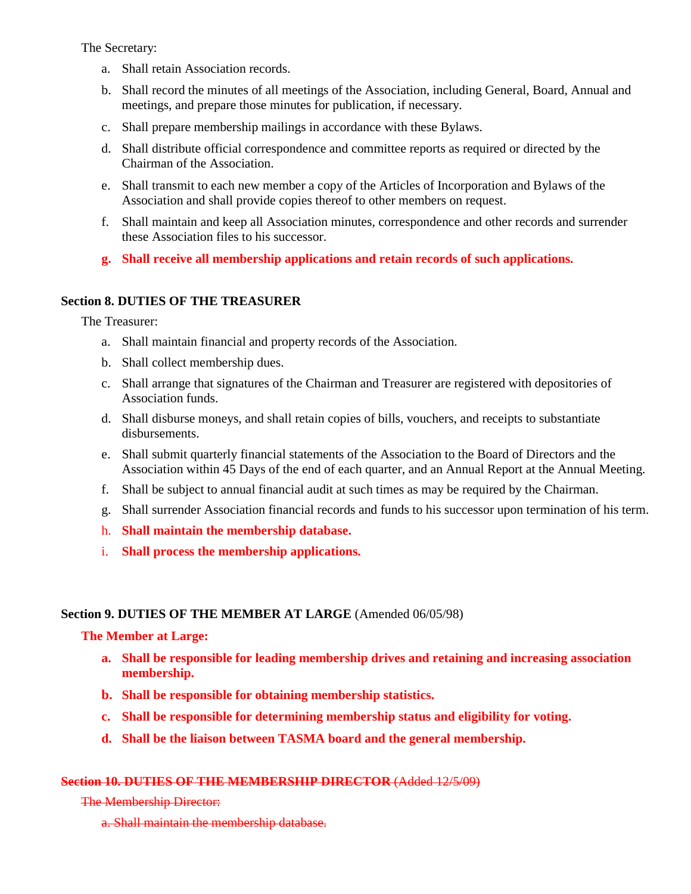The Secretary:

a. Shall retain Association records.

b. Shall record the minutes of all meetings of the Association, including General, Board, Annual and meetings, and prepare those minutes for publication, if necessary.

c. Shall prepare membership mailings in accordance with these Bylaws.

d. Shall distribute official correspondence and committee reports as required or directed by the Chairman of the Association.

e. Shall transmit to each new member a copy of the Articles of Incorporation and Bylaws of the Association and shall provide copies thereof to other members on request.

f. Shall maintain and keep all Association minutes, correspondence and other records and surrender these Association files to his successor.

**g. Shall receive all membership applications and retain records of such applications.**

**Section 8. DUTIES OF THE TREASURER**

The Treasurer:

a. Shall maintain financial and property records of the Association.

b. Shall collect membership dues.

c. Shall arrange that signatures of the Chairman and Treasurer are registered with depositories of Association funds.

d. Shall disburse moneys, and shall retain copies of bills, vouchers, and receipts to substantiate disbursements.

e. Shall submit quarterly financial statements of the Association to the Board of Directors and the Association within 45 Days of the end of each quarter, and an Annual Report at the Annual Meeting.

f. Shall be subject to annual financial audit at such times as may be required by the Chairman.

g. Shall surrender Association financial records and funds to his successor upon termination of his term.

h. **Shall maintain the membership database.**

i. **Shall process the membership applications.**

**Section 9. DUTIES OF THE MEMBER AT LARGE** (Amended 06/05/98)

**The Member at Large:**

**a. Shall be responsible for leading membership drives and retaining and increasing association membership.**

**b. Shall be responsible for obtaining membership statistics.**

**c. Shall be responsible for determining membership status and eligibility for voting.**

**d. Shall be the liaison between TASMA board and the general membership.**

~~**Section 10. DUTIES OF THE MEMBERSHIP DIRECTOR** (Added 12/5/09)~~

~~The Membership Director:~~

~~a. Shall maintain the membership database.~~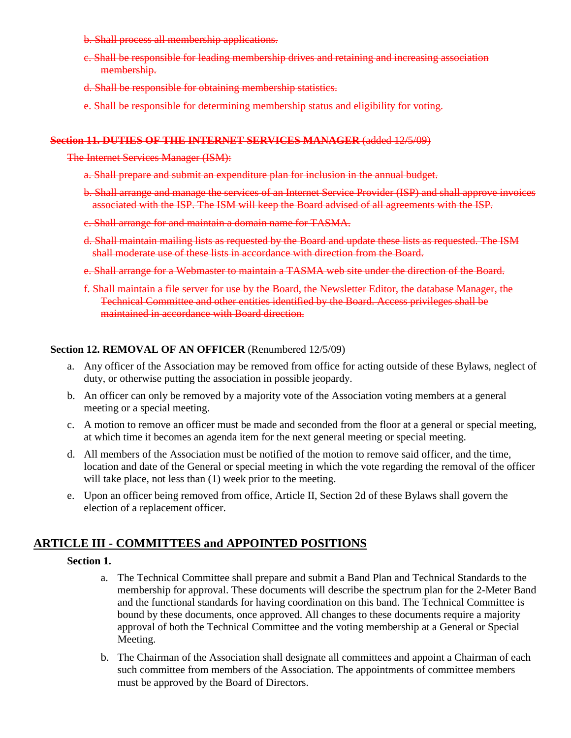~~b. Shall process all membership applications.~~

~~c. Shall be responsible for leading membership drives and retaining and increasing association membership.~~

~~d. Shall be responsible for obtaining membership statistics.~~

~~e. Shall be responsible for determining membership status and eligibility for voting.~~

~~**Section 11. DUTIES OF THE INTERNET SERVICES MANAGER** (added 12/5/09)~~

~~The Internet Services Manager (ISM):~~

~~a. Shall prepare and submit an expenditure plan for inclusion in the annual budget.~~

~~b. Shall arrange and manage the services of an Internet Service Provider (ISP) and shall approve invoices associated with the ISP. The ISM will keep the Board advised of all agreements with the ISP.~~

~~c. Shall arrange for and maintain a domain name for TASMA.~~

~~d. Shall maintain mailing lists as requested by the Board and update these lists as requested. The ISM shall moderate use of these lists in accordance with direction from the Board.~~

~~e. Shall arrange for a Webmaster to maintain a TASMA web site under the direction of the Board.~~

~~f. Shall maintain a file server for use by the Board, the Newsletter Editor, the database Manager, the Technical Committee and other entities identified by the Board. Access privileges shall be maintained in accordance with Board direction.~~

**Section 12. REMOVAL OF AN OFFICER** (Renumbered 12/5/09)

a. Any officer of the Association may be removed from office for acting outside of these Bylaws, neglect of duty, or otherwise putting the association in possible jeopardy.

b. An officer can only be removed by a majority vote of the Association voting members at a general meeting or a special meeting.

c. A motion to remove an officer must be made and seconded from the floor at a general or special meeting, at which time it becomes an agenda item for the next general meeting or special meeting.

d. All members of the Association must be notified of the motion to remove said officer, and the time, location and date of the General or special meeting in which the vote regarding the removal of the officer will take place, not less than (1) week prior to the meeting.

e. Upon an officer being removed from office, Article II, Section 2d of these Bylaws shall govern the election of a replacement officer.

## ARTICLE III - COMMITTEES and APPOINTED POSITIONS

**Section 1.**

a. The Technical Committee shall prepare and submit a Band Plan and Technical Standards to the membership for approval. These documents will describe the spectrum plan for the 2-Meter Band and the functional standards for having coordination on this band. The Technical Committee is bound by these documents, once approved. All changes to these documents require a majority approval of both the Technical Committee and the voting membership at a General or Special Meeting.

b. The Chairman of the Association shall designate all committees and appoint a Chairman of each such committee from members of the Association. The appointments of committee members must be approved by the Board of Directors.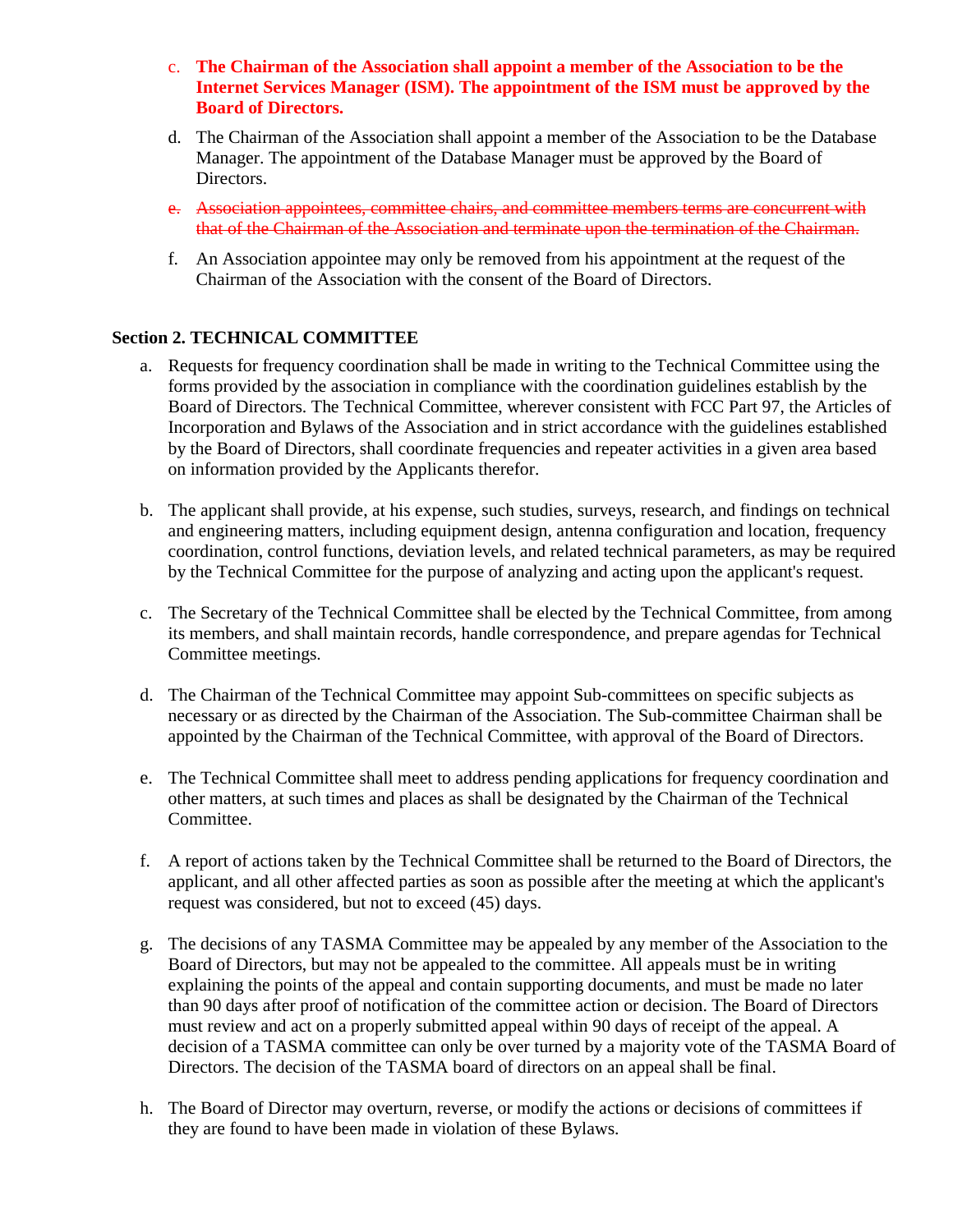c. **The Chairman of the Association shall appoint a member of the Association to be the Internet Services Manager (ISM). The appointment of the ISM must be approved by the Board of Directors.**

d. The Chairman of the Association shall appoint a member of the Association to be the Database Manager. The appointment of the Database Manager must be approved by the Board of Directors.

e. ~~Association appointees, committee chairs, and committee members terms are concurrent with that of the Chairman of the Association and terminate upon the termination of the Chairman.~~

f. An Association appointee may only be removed from his appointment at the request of the Chairman of the Association with the consent of the Board of Directors.

**Section 2. TECHNICAL COMMITTEE**

a. Requests for frequency coordination shall be made in writing to the Technical Committee using the forms provided by the association in compliance with the coordination guidelines establish by the Board of Directors. The Technical Committee, wherever consistent with FCC Part 97, the Articles of Incorporation and Bylaws of the Association and in strict accordance with the guidelines established by the Board of Directors, shall coordinate frequencies and repeater activities in a given area based on information provided by the Applicants therefor.

b. The applicant shall provide, at his expense, such studies, surveys, research, and findings on technical and engineering matters, including equipment design, antenna configuration and location, frequency coordination, control functions, deviation levels, and related technical parameters, as may be required by the Technical Committee for the purpose of analyzing and acting upon the applicant's request.

c. The Secretary of the Technical Committee shall be elected by the Technical Committee, from among its members, and shall maintain records, handle correspondence, and prepare agendas for Technical Committee meetings.

d. The Chairman of the Technical Committee may appoint Sub-committees on specific subjects as necessary or as directed by the Chairman of the Association. The Sub-committee Chairman shall be appointed by the Chairman of the Technical Committee, with approval of the Board of Directors.

e. The Technical Committee shall meet to address pending applications for frequency coordination and other matters, at such times and places as shall be designated by the Chairman of the Technical Committee.

f. A report of actions taken by the Technical Committee shall be returned to the Board of Directors, the applicant, and all other affected parties as soon as possible after the meeting at which the applicant's request was considered, but not to exceed (45) days.

g. The decisions of any TASMA Committee may be appealed by any member of the Association to the Board of Directors, but may not be appealed to the committee. All appeals must be in writing explaining the points of the appeal and contain supporting documents, and must be made no later than 90 days after proof of notification of the committee action or decision. The Board of Directors must review and act on a properly submitted appeal within 90 days of receipt of the appeal. A decision of a TASMA committee can only be over turned by a majority vote of the TASMA Board of Directors. The decision of the TASMA board of directors on an appeal shall be final.

h. The Board of Director may overturn, reverse, or modify the actions or decisions of committees if they are found to have been made in violation of these Bylaws.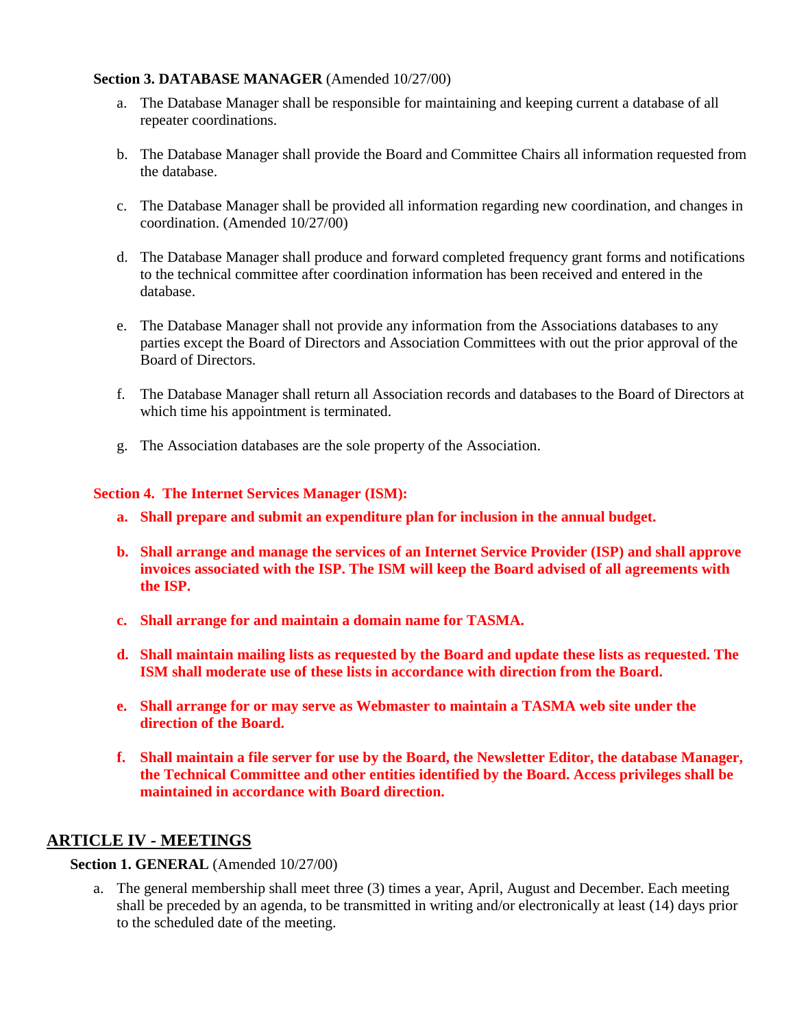**Section 3. DATABASE MANAGER** (Amended 10/27/00)

a. The Database Manager shall be responsible for maintaining and keeping current a database of all repeater coordinations.

b. The Database Manager shall provide the Board and Committee Chairs all information requested from the database.

c. The Database Manager shall be provided all information regarding new coordination, and changes in coordination. (Amended 10/27/00)

d. The Database Manager shall produce and forward completed frequency grant forms and notifications to the technical committee after coordination information has been received and entered in the database.

e. The Database Manager shall not provide any information from the Associations databases to any parties except the Board of Directors and Association Committees with out the prior approval of the Board of Directors.

f. The Database Manager shall return all Association records and databases to the Board of Directors at which time his appointment is terminated.

g. The Association databases are the sole property of the Association.

**Section 4. The Internet Services Manager (ISM):**

**a. Shall prepare and submit an expenditure plan for inclusion in the annual budget.**

**b. Shall arrange and manage the services of an Internet Service Provider (ISP) and shall approve invoices associated with the ISP. The ISM will keep the Board advised of all agreements with the ISP.**

**c. Shall arrange for and maintain a domain name for TASMA.**

**d. Shall maintain mailing lists as requested by the Board and update these lists as requested. The ISM shall moderate use of these lists in accordance with direction from the Board.**

**e. Shall arrange for or may serve as Webmaster to maintain a TASMA web site under the direction of the Board.**

**f. Shall maintain a file server for use by the Board, the Newsletter Editor, the database Manager, the Technical Committee and other entities identified by the Board. Access privileges shall be maintained in accordance with Board direction.**

## ARTICLE IV - MEETINGS

**Section 1. GENERAL** (Amended 10/27/00)

a. The general membership shall meet three (3) times a year, April, August and December. Each meeting shall be preceded by an agenda, to be transmitted in writing and/or electronically at least (14) days prior to the scheduled date of the meeting.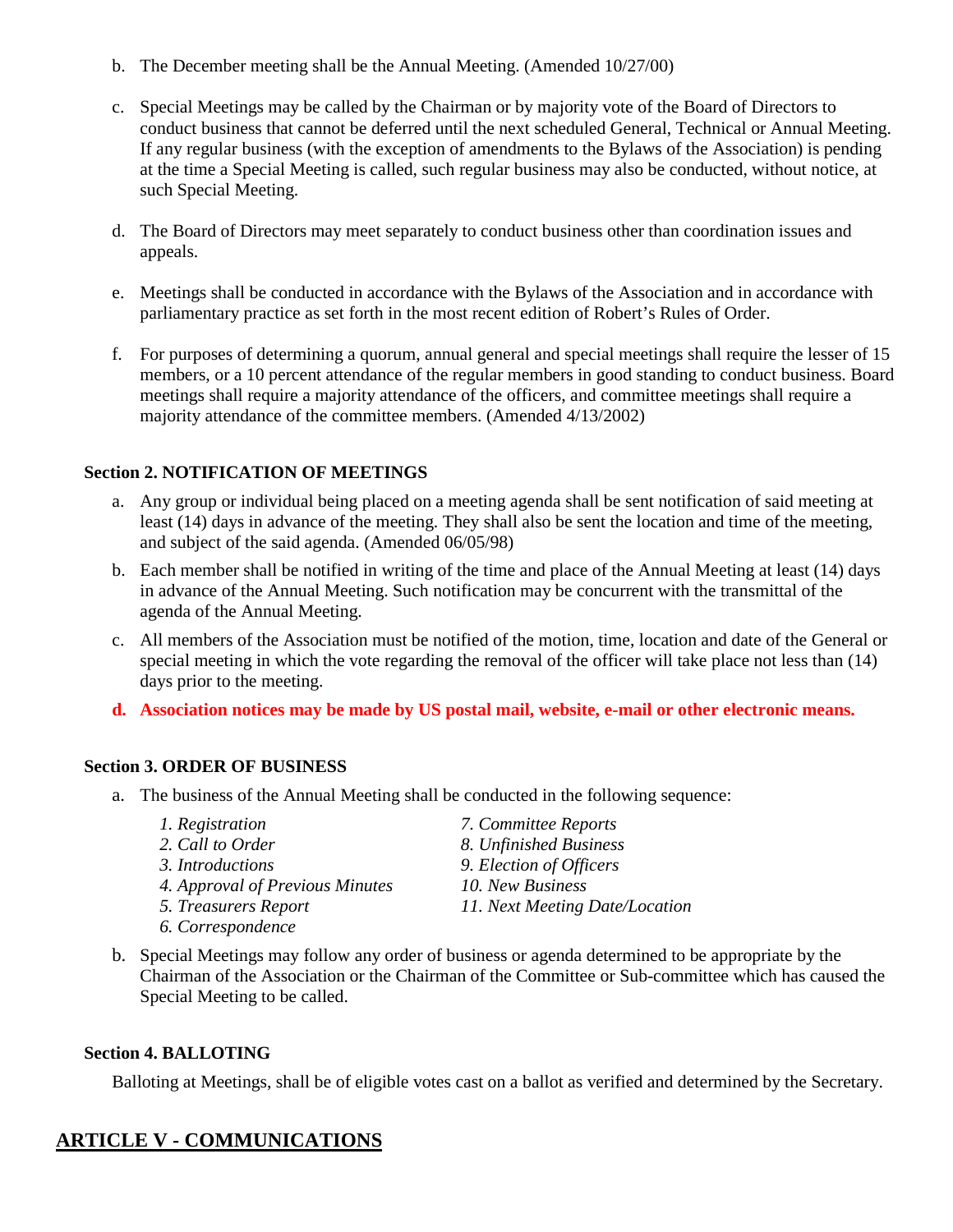b. The December meeting shall be the Annual Meeting. (Amended 10/27/00)

c. Special Meetings may be called by the Chairman or by majority vote of the Board of Directors to conduct business that cannot be deferred until the next scheduled General, Technical or Annual Meeting. If any regular business (with the exception of amendments to the Bylaws of the Association) is pending at the time a Special Meeting is called, such regular business may also be conducted, without notice, at such Special Meeting.

d. The Board of Directors may meet separately to conduct business other than coordination issues and appeals.

e. Meetings shall be conducted in accordance with the Bylaws of the Association and in accordance with parliamentary practice as set forth in the most recent edition of Robert's Rules of Order.

f. For purposes of determining a quorum, annual general and special meetings shall require the lesser of 15 members, or a 10 percent attendance of the regular members in good standing to conduct business. Board meetings shall require a majority attendance of the officers, and committee meetings shall require a majority attendance of the committee members. (Amended 4/13/2002)

**Section 2. NOTIFICATION OF MEETINGS**

a. Any group or individual being placed on a meeting agenda shall be sent notification of said meeting at least (14) days in advance of the meeting. They shall also be sent the location and time of the meeting, and subject of the said agenda. (Amended 06/05/98)

b. Each member shall be notified in writing of the time and place of the Annual Meeting at least (14) days in advance of the Annual Meeting. Such notification may be concurrent with the transmittal of the agenda of the Annual Meeting.

c. All members of the Association must be notified of the motion, time, location and date of the General or special meeting in which the vote regarding the removal of the officer will take place not less than (14) days prior to the meeting.

**d. Association notices may be made by US postal mail, website, e-mail or other electronic means.**

**Section 3. ORDER OF BUSINESS**

a. The business of the Annual Meeting shall be conducted in the following sequence:

*1. Registration*
*2. Call to Order*
*3. Introductions*
*4. Approval of Previous Minutes*
*5. Treasurers Report*
*6. Correspondence*
*7. Committee Reports*
*8. Unfinished Business*
*9. Election of Officers*
*10. New Business*
*11. Next Meeting Date/Location*

b. Special Meetings may follow any order of business or agenda determined to be appropriate by the Chairman of the Association or the Chairman of the Committee or Sub-committee which has caused the Special Meeting to be called.

**Section 4. BALLOTING**

Balloting at Meetings, shall be of eligible votes cast on a ballot as verified and determined by the Secretary.

## ARTICLE V - COMMUNICATIONS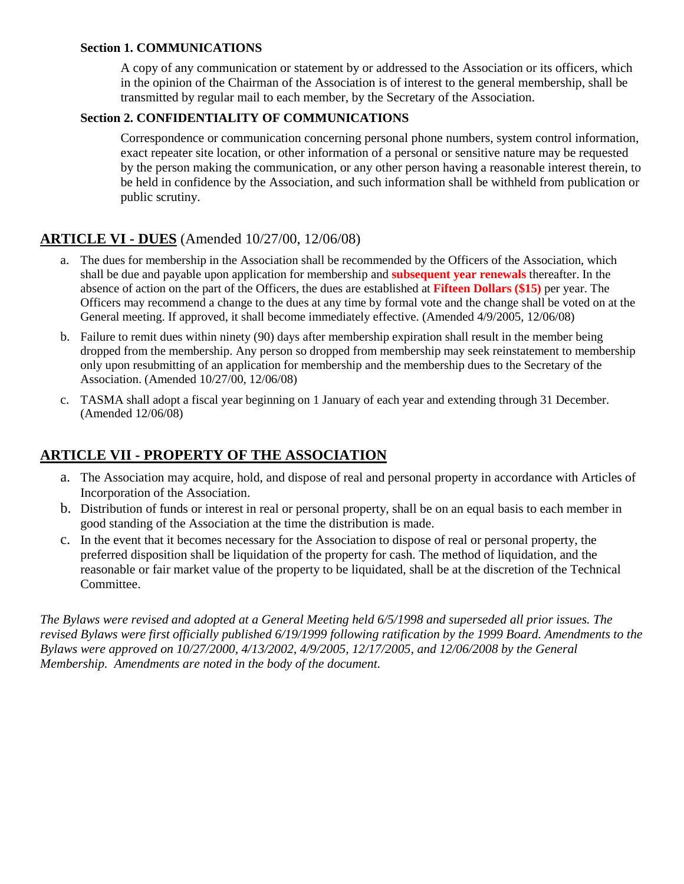**Section 1. COMMUNICATIONS**

A copy of any communication or statement by or addressed to the Association or its officers, which in the opinion of the Chairman of the Association is of interest to the general membership, shall be transmitted by regular mail to each member, by the Secretary of the Association.

**Section 2. CONFIDENTIALITY OF COMMUNICATIONS**

Correspondence or communication concerning personal phone numbers, system control information, exact repeater site location, or other information of a personal or sensitive nature may be requested by the person making the communication, or any other person having a reasonable interest therein, to be held in confidence by the Association, and such information shall be withheld from publication or public scrutiny.

## ARTICLE VI - DUES (Amended 10/27/00, 12/06/08)

a. The dues for membership in the Association shall be recommended by the Officers of the Association, which shall be due and payable upon application for membership and **subsequent year renewals** thereafter. In the absence of action on the part of the Officers, the dues are established at **Fifteen Dollars ($15)** per year. The Officers may recommend a change to the dues at any time by formal vote and the change shall be voted on at the General meeting. If approved, it shall become immediately effective. (Amended 4/9/2005, 12/06/08)

b. Failure to remit dues within ninety (90) days after membership expiration shall result in the member being dropped from the membership. Any person so dropped from membership may seek reinstatement to membership only upon resubmitting of an application for membership and the membership dues to the Secretary of the Association. (Amended 10/27/00, 12/06/08)

c. TASMA shall adopt a fiscal year beginning on 1 January of each year and extending through 31 December. (Amended 12/06/08)

## ARTICLE VII - PROPERTY OF THE ASSOCIATION

a. The Association may acquire, hold, and dispose of real and personal property in accordance with Articles of Incorporation of the Association.

b. Distribution of funds or interest in real or personal property, shall be on an equal basis to each member in good standing of the Association at the time the distribution is made.

c. In the event that it becomes necessary for the Association to dispose of real or personal property, the preferred disposition shall be liquidation of the property for cash. The method of liquidation, and the reasonable or fair market value of the property to be liquidated, shall be at the discretion of the Technical Committee.

*The Bylaws were revised and adopted at a General Meeting held 6/5/1998 and superseded all prior issues. The revised Bylaws were first officially published 6/19/1999 following ratification by the 1999 Board. Amendments to the Bylaws were approved on 10/27/2000, 4/13/2002, 4/9/2005, 12/17/2005, and 12/06/2008 by the General Membership. Amendments are noted in the body of the document.*